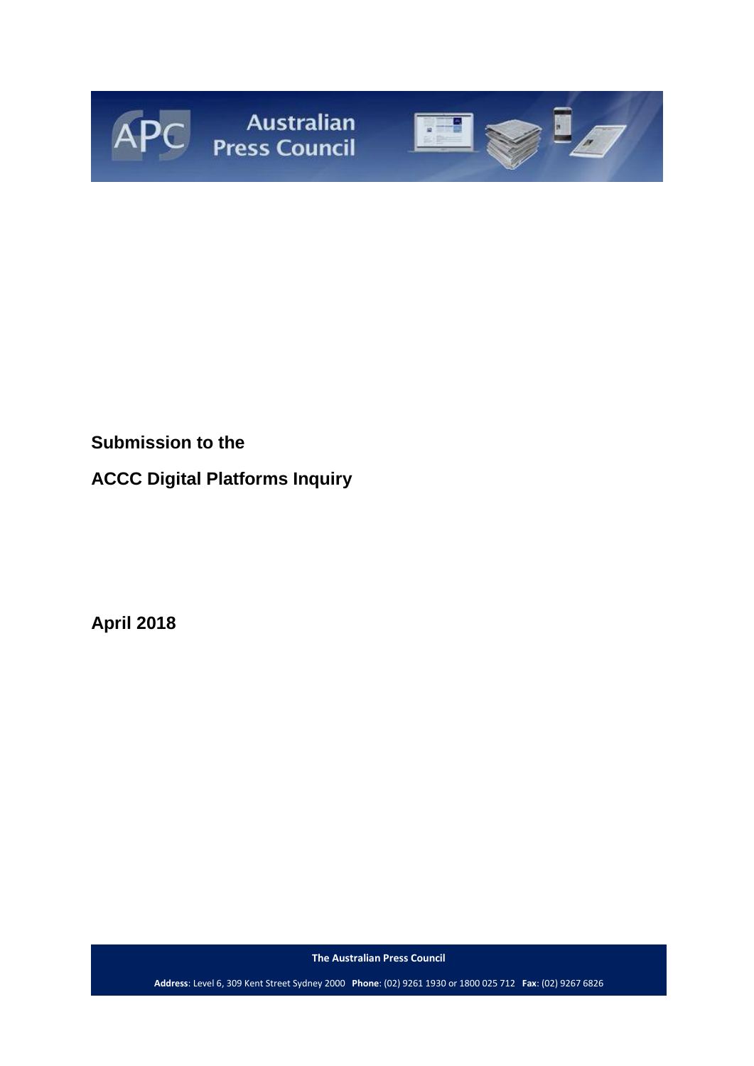Australian Press Council

**Submission to the**

**ACCC Digital Platforms Inquiry**

**April 2018**

**The Australian Press Council**

**Address**: Level 6, 309 Kent Street Sydney 2000 **Phone**: (02) 9261 1930 or 1800 025 712 **Fax**: (02) 9267 6826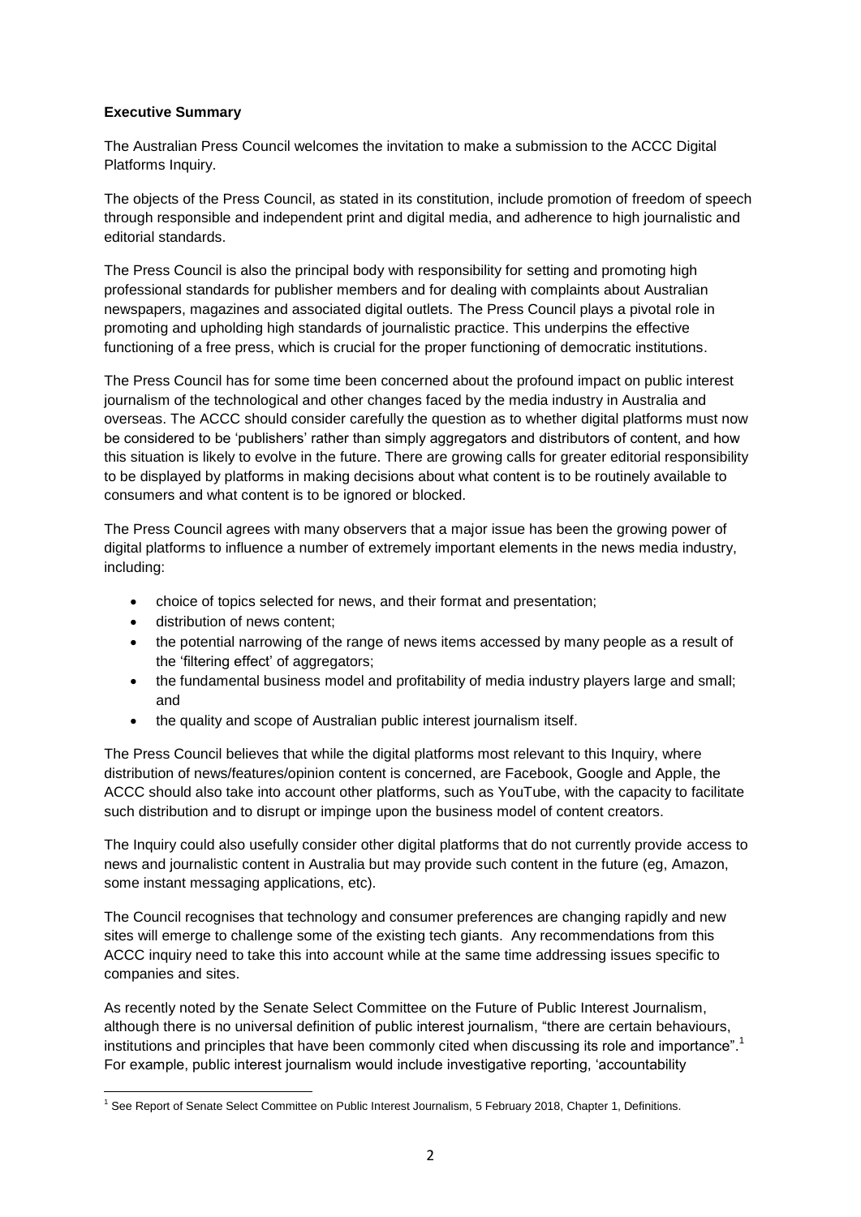**Executive Summary**

The Australian Press Council welcomes the invitation to make a submission to the ACCC Digital Platforms Inquiry.

The objects of the Press Council, as stated in its constitution, include promotion of freedom of speech through responsible and independent print and digital media, and adherence to high journalistic and editorial standards.

The Press Council is also the principal body with responsibility for setting and promoting high professional standards for publisher members and for dealing with complaints about Australian newspapers, magazines and associated digital outlets. The Press Council plays a pivotal role in promoting and upholding high standards of journalistic practice. This underpins the effective functioning of a free press, which is crucial for the proper functioning of democratic institutions.

The Press Council has for some time been concerned about the profound impact on public interest journalism of the technological and other changes faced by the media industry in Australia and overseas. The ACCC should consider carefully the question as to whether digital platforms must now be considered to be 'publishers' rather than simply aggregators and distributors of content, and how this situation is likely to evolve in the future. There are growing calls for greater editorial responsibility to be displayed by platforms in making decisions about what content is to be routinely available to consumers and what content is to be ignored or blocked.

The Press Council agrees with many observers that a major issue has been the growing power of digital platforms to influence a number of extremely important elements in the news media industry, including:

- choice of topics selected for news, and their format and presentation;
- distribution of news content;
- the potential narrowing of the range of news items accessed by many people as a result of the 'filtering effect' of aggregators;
- the fundamental business model and profitability of media industry players large and small; and
- the quality and scope of Australian public interest journalism itself.

The Press Council believes that while the digital platforms most relevant to this Inquiry, where distribution of news/features/opinion content is concerned, are Facebook, Google and Apple, the ACCC should also take into account other platforms, such as YouTube, with the capacity to facilitate such distribution and to disrupt or impinge upon the business model of content creators.

The Inquiry could also usefully consider other digital platforms that do not currently provide access to news and journalistic content in Australia but may provide such content in the future (eg, Amazon, some instant messaging applications, etc).

The Council recognises that technology and consumer preferences are changing rapidly and new sites will emerge to challenge some of the existing tech giants. Any recommendations from this ACCC inquiry need to take this into account while at the same time addressing issues specific to companies and sites.

As recently noted by the Senate Select Committee on the Future of Public Interest Journalism, although there is no universal definition of public interest journalism, "there are certain behaviours, institutions and principles that have been commonly cited when discussing its role and importance".[1] For example, public interest journalism would include investigative reporting, 'accountability

[1] See Report of Senate Select Committee on Public Interest Journalism, 5 February 2018, Chapter 1, Definitions.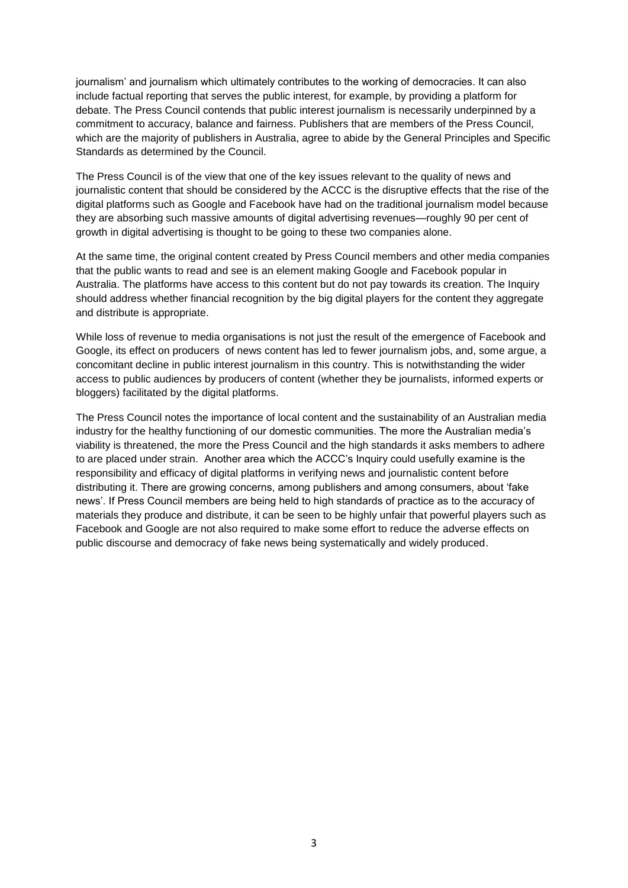journalism' and journalism which ultimately contributes to the working of democracies. It can also include factual reporting that serves the public interest, for example, by providing a platform for debate. The Press Council contends that public interest journalism is necessarily underpinned by a commitment to accuracy, balance and fairness. Publishers that are members of the Press Council, which are the majority of publishers in Australia, agree to abide by the General Principles and Specific Standards as determined by the Council.

The Press Council is of the view that one of the key issues relevant to the quality of news and journalistic content that should be considered by the ACCC is the disruptive effects that the rise of the digital platforms such as Google and Facebook have had on the traditional journalism model because they are absorbing such massive amounts of digital advertising revenues—roughly 90 per cent of growth in digital advertising is thought to be going to these two companies alone.

At the same time, the original content created by Press Council members and other media companies that the public wants to read and see is an element making Google and Facebook popular in Australia. The platforms have access to this content but do not pay towards its creation. The Inquiry should address whether financial recognition by the big digital players for the content they aggregate and distribute is appropriate.

While loss of revenue to media organisations is not just the result of the emergence of Facebook and Google, its effect on producers of news content has led to fewer journalism jobs, and, some argue, a concomitant decline in public interest journalism in this country. This is notwithstanding the wider access to public audiences by producers of content (whether they be journalists, informed experts or bloggers) facilitated by the digital platforms.

The Press Council notes the importance of local content and the sustainability of an Australian media industry for the healthy functioning of our domestic communities. The more the Australian media's viability is threatened, the more the Press Council and the high standards it asks members to adhere to are placed under strain. Another area which the ACCC's Inquiry could usefully examine is the responsibility and efficacy of digital platforms in verifying news and journalistic content before distributing it. There are growing concerns, among publishers and among consumers, about 'fake news'. If Press Council members are being held to high standards of practice as to the accuracy of materials they produce and distribute, it can be seen to be highly unfair that powerful players such as Facebook and Google are not also required to make some effort to reduce the adverse effects on public discourse and democracy of fake news being systematically and widely produced.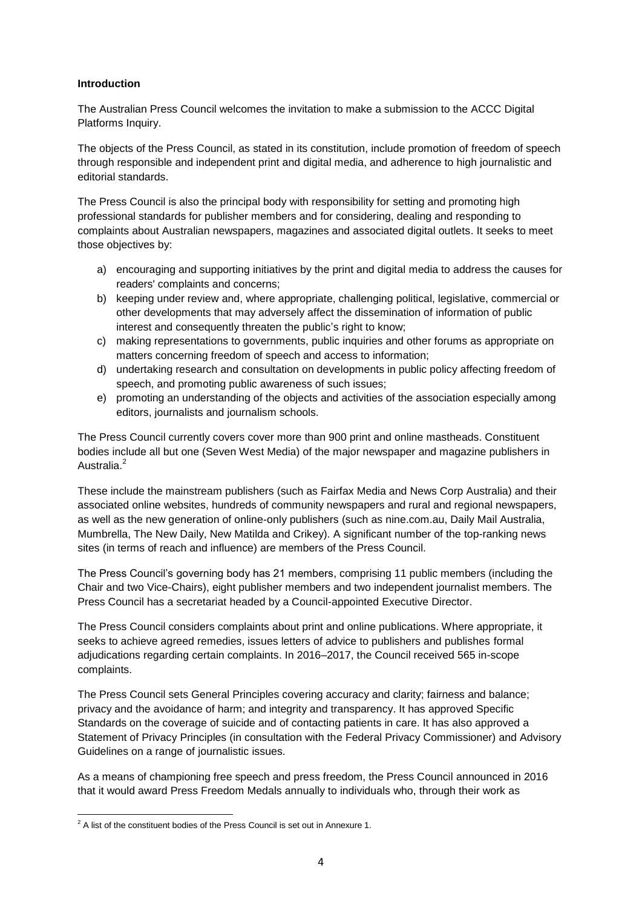**Introduction**

The Australian Press Council welcomes the invitation to make a submission to the ACCC Digital Platforms Inquiry.

The objects of the Press Council, as stated in its constitution, include promotion of freedom of speech through responsible and independent print and digital media, and adherence to high journalistic and editorial standards.

The Press Council is also the principal body with responsibility for setting and promoting high professional standards for publisher members and for considering, dealing and responding to complaints about Australian newspapers, magazines and associated digital outlets. It seeks to meet those objectives by:

a) encouraging and supporting initiatives by the print and digital media to address the causes for readers' complaints and concerns;
b) keeping under review and, where appropriate, challenging political, legislative, commercial or other developments that may adversely affect the dissemination of information of public interest and consequently threaten the public's right to know;
c) making representations to governments, public inquiries and other forums as appropriate on matters concerning freedom of speech and access to information;
d) undertaking research and consultation on developments in public policy affecting freedom of speech, and promoting public awareness of such issues;
e) promoting an understanding of the objects and activities of the association especially among editors, journalists and journalism schools.

The Press Council currently covers cover more than 900 print and online mastheads. Constituent bodies include all but one (Seven West Media) of the major newspaper and magazine publishers in Australia.[2]

These include the mainstream publishers (such as Fairfax Media and News Corp Australia) and their associated online websites, hundreds of community newspapers and rural and regional newspapers, as well as the new generation of online-only publishers (such as nine.com.au, Daily Mail Australia, Mumbrella, The New Daily, New Matilda and Crikey). A significant number of the top-ranking news sites (in terms of reach and influence) are members of the Press Council.

The Press Council's governing body has 21 members, comprising 11 public members (including the Chair and two Vice-Chairs), eight publisher members and two independent journalist members. The Press Council has a secretariat headed by a Council-appointed Executive Director.

The Press Council considers complaints about print and online publications. Where appropriate, it seeks to achieve agreed remedies, issues letters of advice to publishers and publishes formal adjudications regarding certain complaints. In 2016–2017, the Council received 565 in-scope complaints.

The Press Council sets General Principles covering accuracy and clarity; fairness and balance; privacy and the avoidance of harm; and integrity and transparency. It has approved Specific Standards on the coverage of suicide and of contacting patients in care. It has also approved a Statement of Privacy Principles (in consultation with the Federal Privacy Commissioner) and Advisory Guidelines on a range of journalistic issues.

As a means of championing free speech and press freedom, the Press Council announced in 2016 that it would award Press Freedom Medals annually to individuals who, through their work as

[2] A list of the constituent bodies of the Press Council is set out in Annexure 1.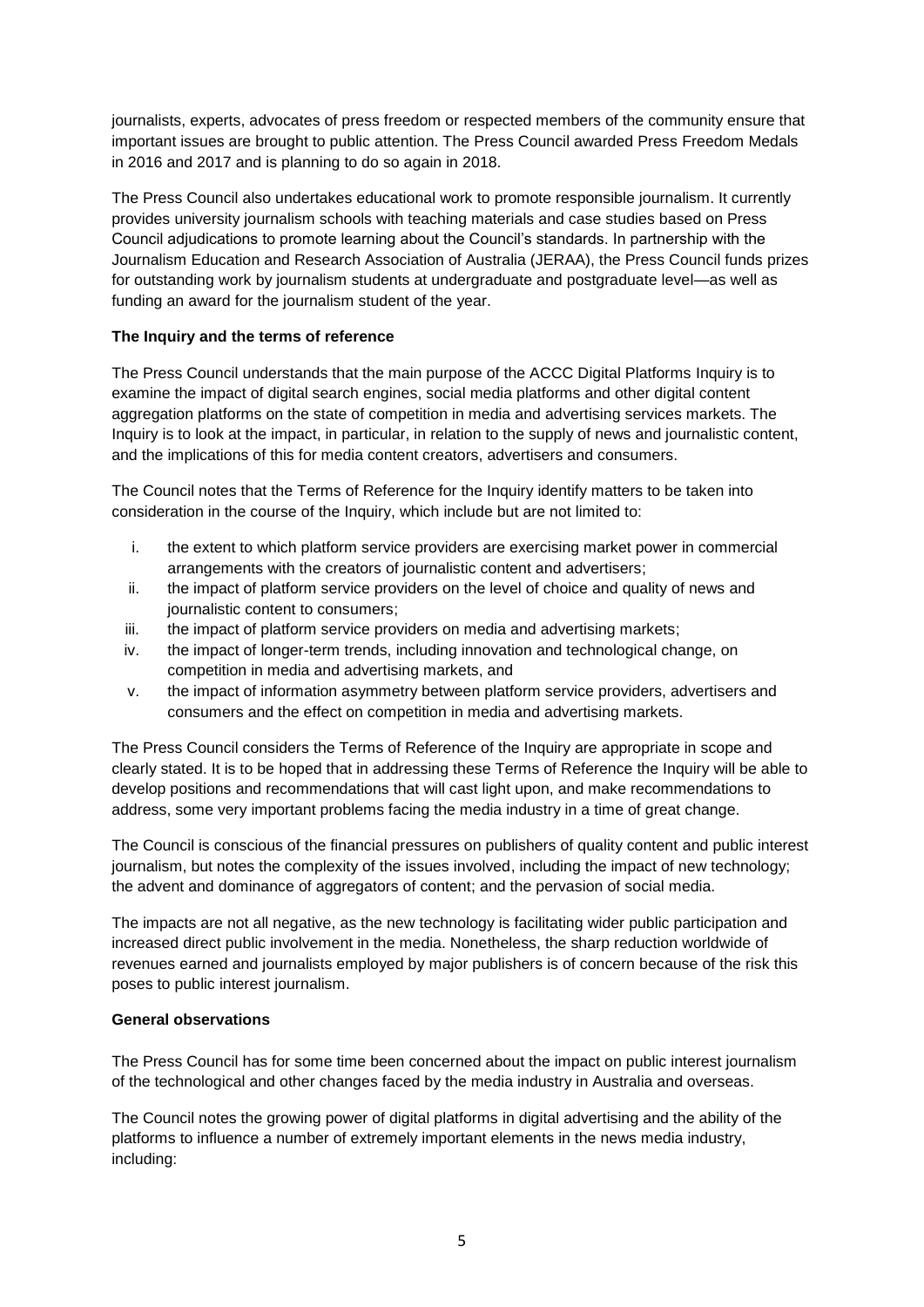journalists, experts, advocates of press freedom or respected members of the community ensure that important issues are brought to public attention. The Press Council awarded Press Freedom Medals in 2016 and 2017 and is planning to do so again in 2018.

The Press Council also undertakes educational work to promote responsible journalism. It currently provides university journalism schools with teaching materials and case studies based on Press Council adjudications to promote learning about the Council's standards. In partnership with the Journalism Education and Research Association of Australia (JERAA), the Press Council funds prizes for outstanding work by journalism students at undergraduate and postgraduate level—as well as funding an award for the journalism student of the year.

**The Inquiry and the terms of reference**

The Press Council understands that the main purpose of the ACCC Digital Platforms Inquiry is to examine the impact of digital search engines, social media platforms and other digital content aggregation platforms on the state of competition in media and advertising services markets. The Inquiry is to look at the impact, in particular, in relation to the supply of news and journalistic content, and the implications of this for media content creators, advertisers and consumers.

The Council notes that the Terms of Reference for the Inquiry identify matters to be taken into consideration in the course of the Inquiry, which include but are not limited to:

i. the extent to which platform service providers are exercising market power in commercial arrangements with the creators of journalistic content and advertisers;
ii. the impact of platform service providers on the level of choice and quality of news and journalistic content to consumers;
iii. the impact of platform service providers on media and advertising markets;
iv. the impact of longer-term trends, including innovation and technological change, on competition in media and advertising markets, and
v. the impact of information asymmetry between platform service providers, advertisers and consumers and the effect on competition in media and advertising markets.

The Press Council considers the Terms of Reference of the Inquiry are appropriate in scope and clearly stated. It is to be hoped that in addressing these Terms of Reference the Inquiry will be able to develop positions and recommendations that will cast light upon, and make recommendations to address, some very important problems facing the media industry in a time of great change.

The Council is conscious of the financial pressures on publishers of quality content and public interest journalism, but notes the complexity of the issues involved, including the impact of new technology; the advent and dominance of aggregators of content; and the pervasion of social media.

The impacts are not all negative, as the new technology is facilitating wider public participation and increased direct public involvement in the media. Nonetheless, the sharp reduction worldwide of revenues earned and journalists employed by major publishers is of concern because of the risk this poses to public interest journalism.

**General observations**

The Press Council has for some time been concerned about the impact on public interest journalism of the technological and other changes faced by the media industry in Australia and overseas.

The Council notes the growing power of digital platforms in digital advertising and the ability of the platforms to influence a number of extremely important elements in the news media industry, including: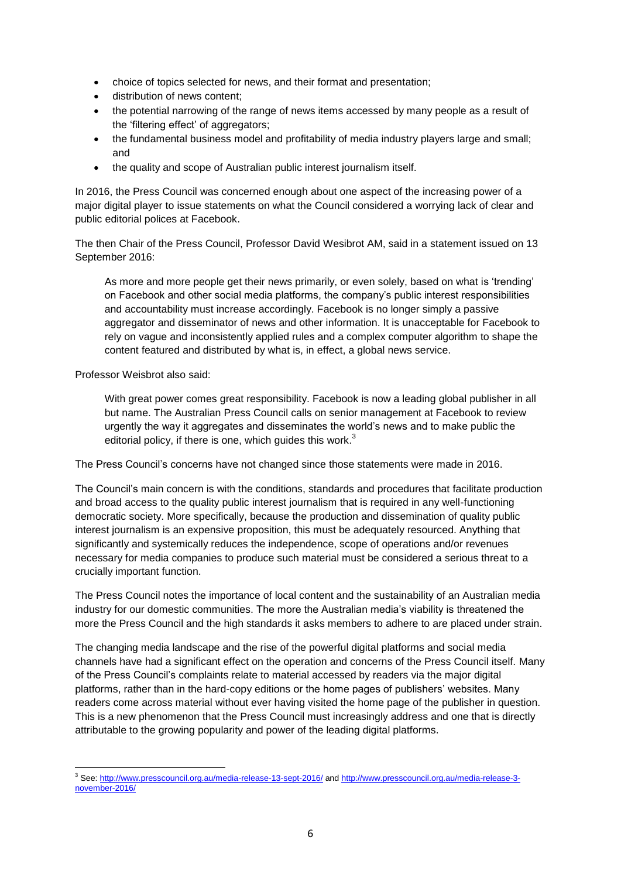- choice of topics selected for news, and their format and presentation;
- distribution of news content;
- the potential narrowing of the range of news items accessed by many people as a result of the 'filtering effect' of aggregators;
- the fundamental business model and profitability of media industry players large and small; and
- the quality and scope of Australian public interest journalism itself.

In 2016, the Press Council was concerned enough about one aspect of the increasing power of a major digital player to issue statements on what the Council considered a worrying lack of clear and public editorial polices at Facebook.

The then Chair of the Press Council, Professor David Wesibrot AM, said in a statement issued on 13 September 2016:

> As more and more people get their news primarily, or even solely, based on what is 'trending' on Facebook and other social media platforms, the company's public interest responsibilities and accountability must increase accordingly. Facebook is no longer simply a passive aggregator and disseminator of news and other information. It is unacceptable for Facebook to rely on vague and inconsistently applied rules and a complex computer algorithm to shape the content featured and distributed by what is, in effect, a global news service.

Professor Weisbrot also said:

> With great power comes great responsibility. Facebook is now a leading global publisher in all but name. The Australian Press Council calls on senior management at Facebook to review urgently the way it aggregates and disseminates the world's news and to make public the editorial policy, if there is one, which guides this work.[3]

The Press Council's concerns have not changed since those statements were made in 2016.

The Council's main concern is with the conditions, standards and procedures that facilitate production and broad access to the quality public interest journalism that is required in any well-functioning democratic society. More specifically, because the production and dissemination of quality public interest journalism is an expensive proposition, this must be adequately resourced. Anything that significantly and systemically reduces the independence, scope of operations and/or revenues necessary for media companies to produce such material must be considered a serious threat to a crucially important function.

The Press Council notes the importance of local content and the sustainability of an Australian media industry for our domestic communities. The more the Australian media's viability is threatened the more the Press Council and the high standards it asks members to adhere to are placed under strain.

The changing media landscape and the rise of the powerful digital platforms and social media channels have had a significant effect on the operation and concerns of the Press Council itself. Many of the Press Council's complaints relate to material accessed by readers via the major digital platforms, rather than in the hard-copy editions or the home pages of publishers' websites. Many readers come across material without ever having visited the home page of the publisher in question. This is a new phenomenon that the Press Council must increasingly address and one that is directly attributable to the growing popularity and power of the leading digital platforms.

---

[3] See: http://www.presscouncil.org.au/media-release-13-sept-2016/ and http://www.presscouncil.org.au/media-release-3-november-2016/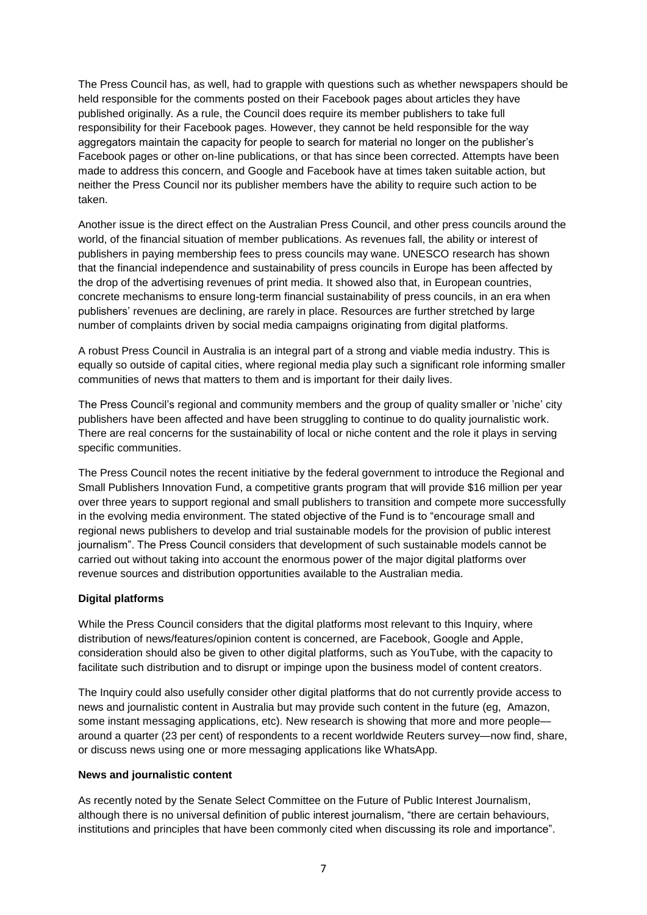The Press Council has, as well, had to grapple with questions such as whether newspapers should be held responsible for the comments posted on their Facebook pages about articles they have published originally. As a rule, the Council does require its member publishers to take full responsibility for their Facebook pages. However, they cannot be held responsible for the way aggregators maintain the capacity for people to search for material no longer on the publisher's Facebook pages or other on-line publications, or that has since been corrected. Attempts have been made to address this concern, and Google and Facebook have at times taken suitable action, but neither the Press Council nor its publisher members have the ability to require such action to be taken.

Another issue is the direct effect on the Australian Press Council, and other press councils around the world, of the financial situation of member publications. As revenues fall, the ability or interest of publishers in paying membership fees to press councils may wane. UNESCO research has shown that the financial independence and sustainability of press councils in Europe has been affected by the drop of the advertising revenues of print media. It showed also that, in European countries, concrete mechanisms to ensure long-term financial sustainability of press councils, in an era when publishers' revenues are declining, are rarely in place. Resources are further stretched by large number of complaints driven by social media campaigns originating from digital platforms.

A robust Press Council in Australia is an integral part of a strong and viable media industry. This is equally so outside of capital cities, where regional media play such a significant role informing smaller communities of news that matters to them and is important for their daily lives.

The Press Council's regional and community members and the group of quality smaller or 'niche' city publishers have been affected and have been struggling to continue to do quality journalistic work. There are real concerns for the sustainability of local or niche content and the role it plays in serving specific communities.

The Press Council notes the recent initiative by the federal government to introduce the Regional and Small Publishers Innovation Fund, a competitive grants program that will provide $16 million per year over three years to support regional and small publishers to transition and compete more successfully in the evolving media environment. The stated objective of the Fund is to "encourage small and regional news publishers to develop and trial sustainable models for the provision of public interest journalism". The Press Council considers that development of such sustainable models cannot be carried out without taking into account the enormous power of the major digital platforms over revenue sources and distribution opportunities available to the Australian media.

**Digital platforms**

While the Press Council considers that the digital platforms most relevant to this Inquiry, where distribution of news/features/opinion content is concerned, are Facebook, Google and Apple, consideration should also be given to other digital platforms, such as YouTube, with the capacity to facilitate such distribution and to disrupt or impinge upon the business model of content creators.

The Inquiry could also usefully consider other digital platforms that do not currently provide access to news and journalistic content in Australia but may provide such content in the future (eg, Amazon, some instant messaging applications, etc). New research is showing that more and more people—around a quarter (23 per cent) of respondents to a recent worldwide Reuters survey—now find, share, or discuss news using one or more messaging applications like WhatsApp.

**News and journalistic content**

As recently noted by the Senate Select Committee on the Future of Public Interest Journalism, although there is no universal definition of public interest journalism, "there are certain behaviours, institutions and principles that have been commonly cited when discussing its role and importance".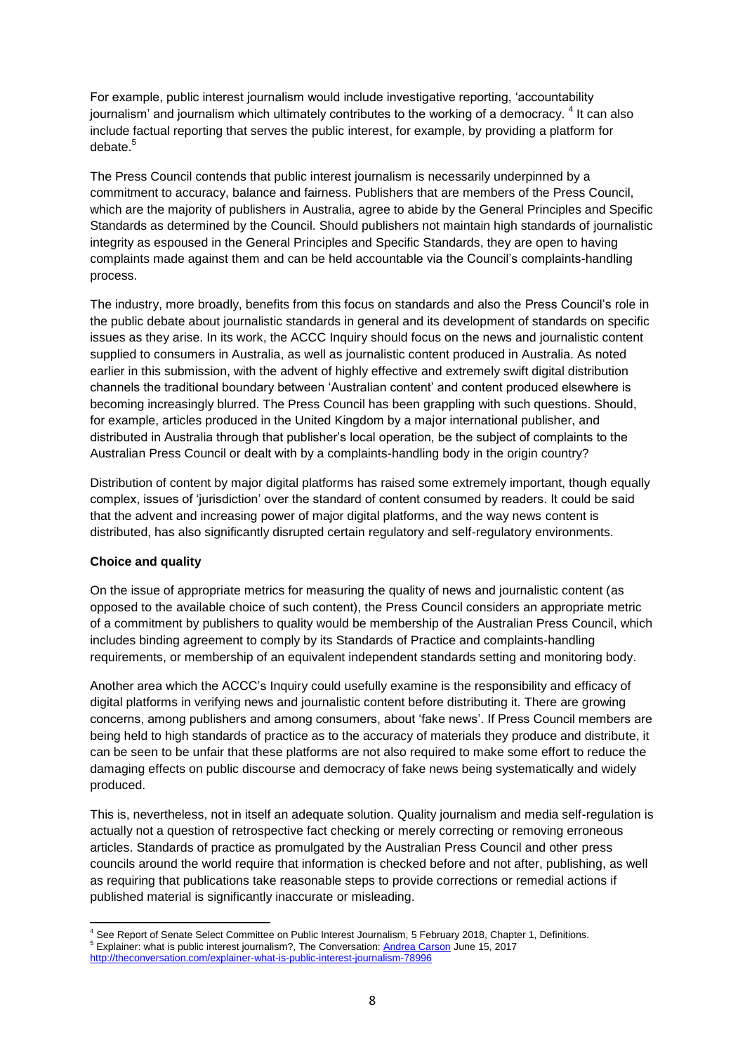For example, public interest journalism would include investigative reporting, 'accountability journalism' and journalism which ultimately contributes to the working of a democracy. [4] It can also include factual reporting that serves the public interest, for example, by providing a platform for debate.[5]

The Press Council contends that public interest journalism is necessarily underpinned by a commitment to accuracy, balance and fairness. Publishers that are members of the Press Council, which are the majority of publishers in Australia, agree to abide by the General Principles and Specific Standards as determined by the Council. Should publishers not maintain high standards of journalistic integrity as espoused in the General Principles and Specific Standards, they are open to having complaints made against them and can be held accountable via the Council's complaints-handling process.

The industry, more broadly, benefits from this focus on standards and also the Press Council's role in the public debate about journalistic standards in general and its development of standards on specific issues as they arise. In its work, the ACCC Inquiry should focus on the news and journalistic content supplied to consumers in Australia, as well as journalistic content produced in Australia. As noted earlier in this submission, with the advent of highly effective and extremely swift digital distribution channels the traditional boundary between 'Australian content' and content produced elsewhere is becoming increasingly blurred. The Press Council has been grappling with such questions. Should, for example, articles produced in the United Kingdom by a major international publisher, and distributed in Australia through that publisher's local operation, be the subject of complaints to the Australian Press Council or dealt with by a complaints-handling body in the origin country?

Distribution of content by major digital platforms has raised some extremely important, though equally complex, issues of 'jurisdiction' over the standard of content consumed by readers. It could be said that the advent and increasing power of major digital platforms, and the way news content is distributed, has also significantly disrupted certain regulatory and self-regulatory environments.

**Choice and quality**

On the issue of appropriate metrics for measuring the quality of news and journalistic content (as opposed to the available choice of such content), the Press Council considers an appropriate metric of a commitment by publishers to quality would be membership of the Australian Press Council, which includes binding agreement to comply by its Standards of Practice and complaints-handling requirements, or membership of an equivalent independent standards setting and monitoring body.

Another area which the ACCC's Inquiry could usefully examine is the responsibility and efficacy of digital platforms in verifying news and journalistic content before distributing it. There are growing concerns, among publishers and among consumers, about 'fake news'. If Press Council members are being held to high standards of practice as to the accuracy of materials they produce and distribute, it can be seen to be unfair that these platforms are not also required to make some effort to reduce the damaging effects on public discourse and democracy of fake news being systematically and widely produced.

This is, nevertheless, not in itself an adequate solution. Quality journalism and media self-regulation is actually not a question of retrospective fact checking or merely correcting or removing erroneous articles. Standards of practice as promulgated by the Australian Press Council and other press councils around the world require that information is checked before and not after, publishing, as well as requiring that publications take reasonable steps to provide corrections or remedial actions if published material is significantly inaccurate or misleading.

---

[4] See Report of Senate Select Committee on Public Interest Journalism, 5 February 2018, Chapter 1, Definitions.

[5] Explainer: what is public interest journalism?, The Conversation: Andrea Carson June 15, 2017 http://theconversation.com/explainer-what-is-public-interest-journalism-78996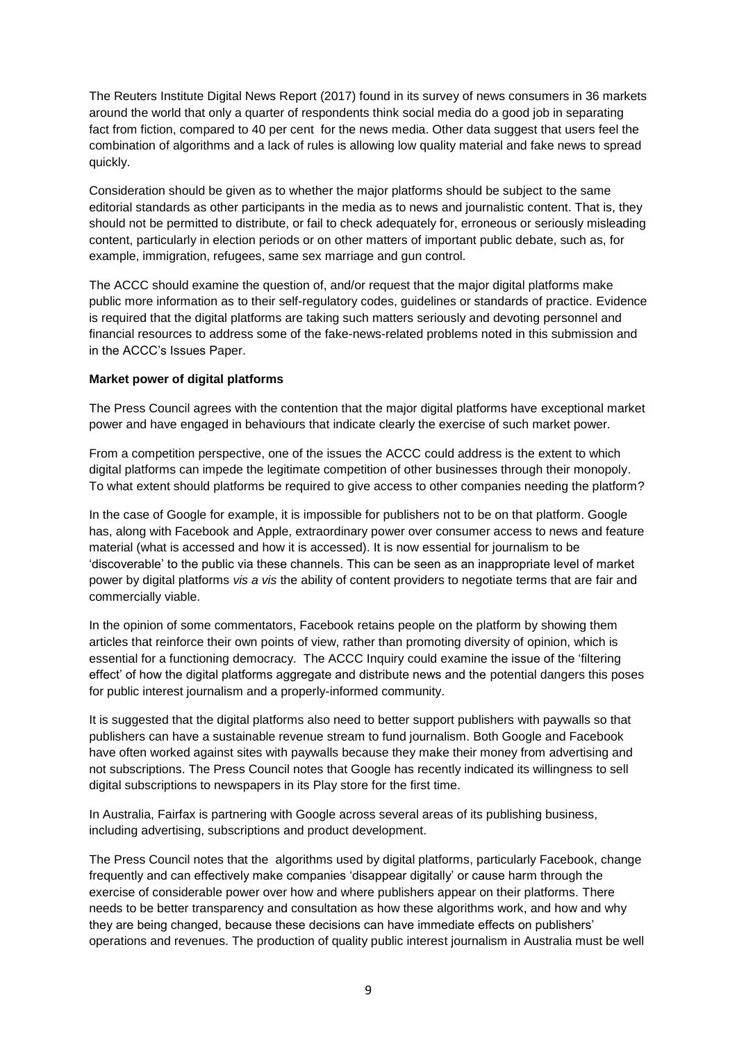The Reuters Institute Digital News Report (2017) found in its survey of news consumers in 36 markets around the world that only a quarter of respondents think social media do a good job in separating fact from fiction, compared to 40 per cent for the news media. Other data suggest that users feel the combination of algorithms and a lack of rules is allowing low quality material and fake news to spread quickly.

Consideration should be given as to whether the major platforms should be subject to the same editorial standards as other participants in the media as to news and journalistic content. That is, they should not be permitted to distribute, or fail to check adequately for, erroneous or seriously misleading content, particularly in election periods or on other matters of important public debate, such as, for example, immigration, refugees, same sex marriage and gun control.

The ACCC should examine the question of, and/or request that the major digital platforms make public more information as to their self-regulatory codes, guidelines or standards of practice. Evidence is required that the digital platforms are taking such matters seriously and devoting personnel and financial resources to address some of the fake-news-related problems noted in this submission and in the ACCC's Issues Paper.

**Market power of digital platforms**

The Press Council agrees with the contention that the major digital platforms have exceptional market power and have engaged in behaviours that indicate clearly the exercise of such market power.

From a competition perspective, one of the issues the ACCC could address is the extent to which digital platforms can impede the legitimate competition of other businesses through their monopoly. To what extent should platforms be required to give access to other companies needing the platform?

In the case of Google for example, it is impossible for publishers not to be on that platform. Google has, along with Facebook and Apple, extraordinary power over consumer access to news and feature material (what is accessed and how it is accessed). It is now essential for journalism to be 'discoverable' to the public via these channels. This can be seen as an inappropriate level of market power by digital platforms *vis a vis* the ability of content providers to negotiate terms that are fair and commercially viable.

In the opinion of some commentators, Facebook retains people on the platform by showing them articles that reinforce their own points of view, rather than promoting diversity of opinion, which is essential for a functioning democracy. The ACCC Inquiry could examine the issue of the 'filtering effect' of how the digital platforms aggregate and distribute news and the potential dangers this poses for public interest journalism and a properly-informed community.

It is suggested that the digital platforms also need to better support publishers with paywalls so that publishers can have a sustainable revenue stream to fund journalism. Both Google and Facebook have often worked against sites with paywalls because they make their money from advertising and not subscriptions. The Press Council notes that Google has recently indicated its willingness to sell digital subscriptions to newspapers in its Play store for the first time.

In Australia, Fairfax is partnering with Google across several areas of its publishing business, including advertising, subscriptions and product development.

The Press Council notes that the algorithms used by digital platforms, particularly Facebook, change frequently and can effectively make companies 'disappear digitally' or cause harm through the exercise of considerable power over how and where publishers appear on their platforms. There needs to be better transparency and consultation as how these algorithms work, and how and why they are being changed, because these decisions can have immediate effects on publishers' operations and revenues. The production of quality public interest journalism in Australia must be well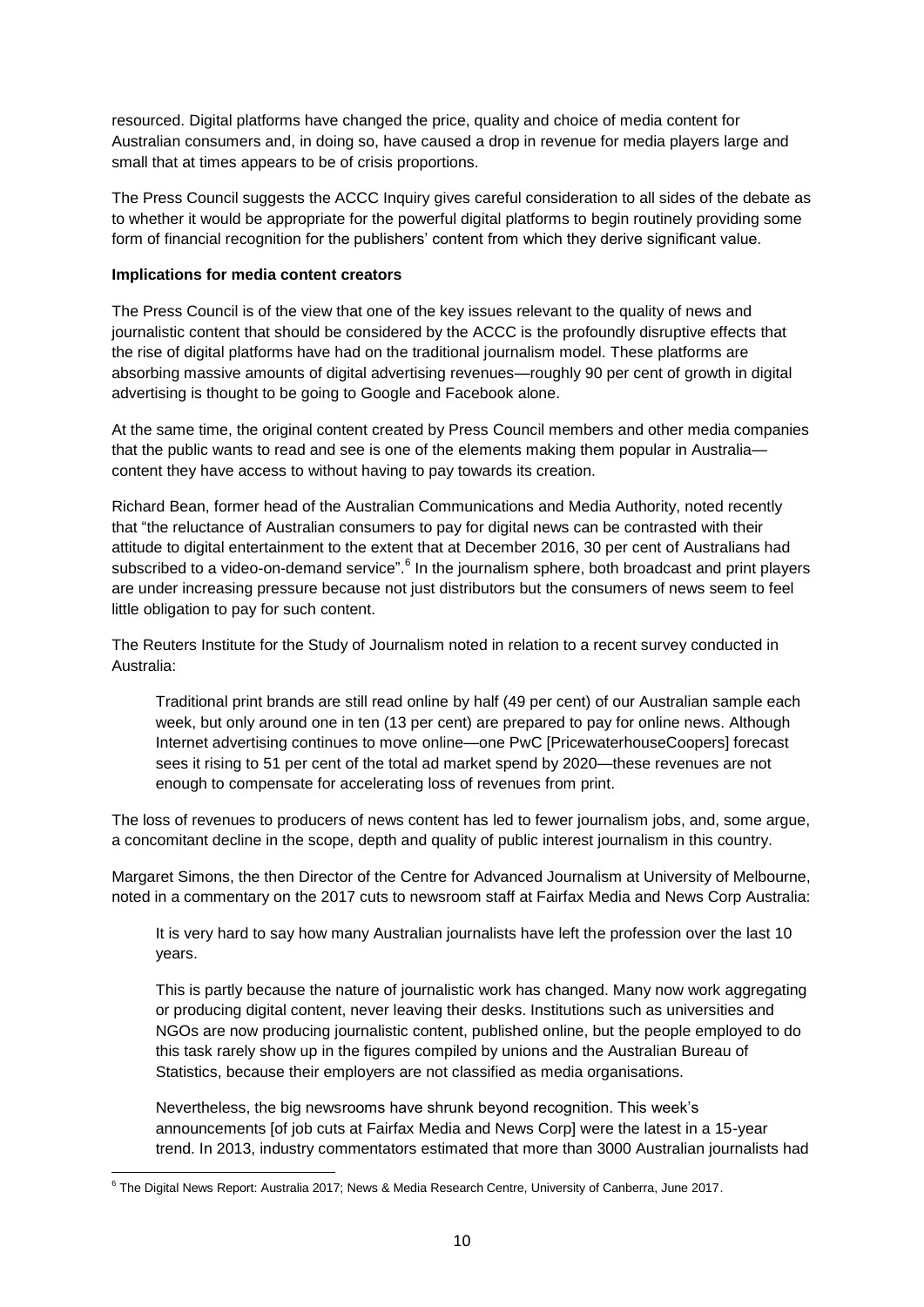resourced. Digital platforms have changed the price, quality and choice of media content for Australian consumers and, in doing so, have caused a drop in revenue for media players large and small that at times appears to be of crisis proportions.

The Press Council suggests the ACCC Inquiry gives careful consideration to all sides of the debate as to whether it would be appropriate for the powerful digital platforms to begin routinely providing some form of financial recognition for the publishers' content from which they derive significant value.

**Implications for media content creators**

The Press Council is of the view that one of the key issues relevant to the quality of news and journalistic content that should be considered by the ACCC is the profoundly disruptive effects that the rise of digital platforms have had on the traditional journalism model. These platforms are absorbing massive amounts of digital advertising revenues—roughly 90 per cent of growth in digital advertising is thought to be going to Google and Facebook alone.

At the same time, the original content created by Press Council members and other media companies that the public wants to read and see is one of the elements making them popular in Australia—content they have access to without having to pay towards its creation.

Richard Bean, former head of the Australian Communications and Media Authority, noted recently that "the reluctance of Australian consumers to pay for digital news can be contrasted with their attitude to digital entertainment to the extent that at December 2016, 30 per cent of Australians had subscribed to a video-on-demand service".[6] In the journalism sphere, both broadcast and print players are under increasing pressure because not just distributors but the consumers of news seem to feel little obligation to pay for such content.

The Reuters Institute for the Study of Journalism noted in relation to a recent survey conducted in Australia:

> Traditional print brands are still read online by half (49 per cent) of our Australian sample each week, but only around one in ten (13 per cent) are prepared to pay for online news. Although Internet advertising continues to move online—one PwC [PricewaterhouseCoopers] forecast sees it rising to 51 per cent of the total ad market spend by 2020—these revenues are not enough to compensate for accelerating loss of revenues from print.

The loss of revenues to producers of news content has led to fewer journalism jobs, and, some argue, a concomitant decline in the scope, depth and quality of public interest journalism in this country.

Margaret Simons, the then Director of the Centre for Advanced Journalism at University of Melbourne, noted in a commentary on the 2017 cuts to newsroom staff at Fairfax Media and News Corp Australia:

> It is very hard to say how many Australian journalists have left the profession over the last 10 years.
>
> This is partly because the nature of journalistic work has changed. Many now work aggregating or producing digital content, never leaving their desks. Institutions such as universities and NGOs are now producing journalistic content, published online, but the people employed to do this task rarely show up in the figures compiled by unions and the Australian Bureau of Statistics, because their employers are not classified as media organisations.
>
> Nevertheless, the big newsrooms have shrunk beyond recognition. This week's announcements [of job cuts at Fairfax Media and News Corp] were the latest in a 15-year trend. In 2013, industry commentators estimated that more than 3000 Australian journalists had

---

[6] The Digital News Report: Australia 2017; News & Media Research Centre, University of Canberra, June 2017.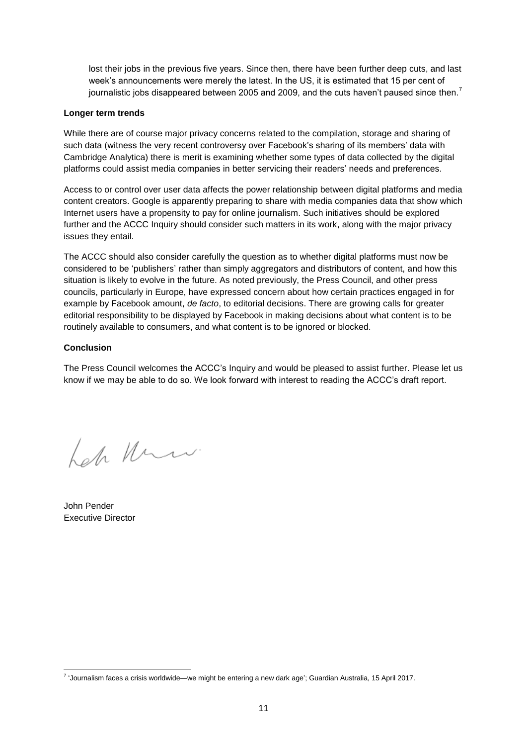lost their jobs in the previous five years. Since then, there have been further deep cuts, and last week's announcements were merely the latest. In the US, it is estimated that 15 per cent of journalistic jobs disappeared between 2005 and 2009, and the cuts haven't paused since then.[7]

**Longer term trends**

While there are of course major privacy concerns related to the compilation, storage and sharing of such data (witness the very recent controversy over Facebook's sharing of its members' data with Cambridge Analytica) there is merit is examining whether some types of data collected by the digital platforms could assist media companies in better servicing their readers' needs and preferences.

Access to or control over user data affects the power relationship between digital platforms and media content creators. Google is apparently preparing to share with media companies data that show which Internet users have a propensity to pay for online journalism. Such initiatives should be explored further and the ACCC Inquiry should consider such matters in its work, along with the major privacy issues they entail.

The ACCC should also consider carefully the question as to whether digital platforms must now be considered to be 'publishers' rather than simply aggregators and distributors of content, and how this situation is likely to evolve in the future. As noted previously, the Press Council, and other press councils, particularly in Europe, have expressed concern about how certain practices engaged in for example by Facebook amount, *de facto*, to editorial decisions. There are growing calls for greater editorial responsibility to be displayed by Facebook in making decisions about what content is to be routinely available to consumers, and what content is to be ignored or blocked.

**Conclusion**

The Press Council welcomes the ACCC's Inquiry and would be pleased to assist further. Please let us know if we may be able to do so. We look forward with interest to reading the ACCC's draft report.

John Pender
Executive Director

[7] 'Journalism faces a crisis worldwide—we might be entering a new dark age'; Guardian Australia, 15 April 2017.